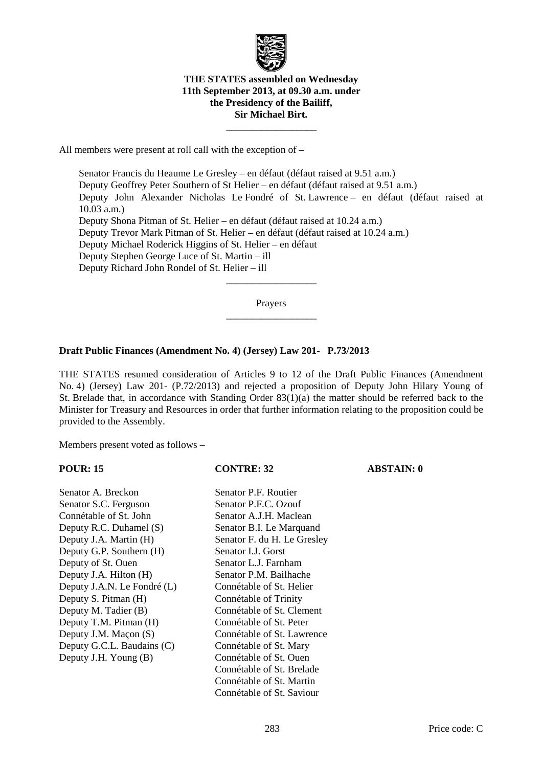**THE STATES assembled on Wednesday 11th September 2013, at 09.30 a.m. under the Presidency of the Bailiff, Sir Michael Birt.**

---

All members were present at roll call with the exception of –

Senator Francis du Heaume Le Gresley – en défaut (défaut raised at 9.51 a.m.)
Deputy Geoffrey Peter Southern of St Helier – en défaut (défaut raised at 9.51 a.m.)
Deputy John Alexander Nicholas Le Fondré of St. Lawrence – en défaut (défaut raised at 10.03 a.m.)
Deputy Shona Pitman of St. Helier – en défaut (défaut raised at 10.24 a.m.)
Deputy Trevor Mark Pitman of St. Helier – en défaut (défaut raised at 10.24 a.m.)
Deputy Michael Roderick Higgins of St. Helier – en défaut
Deputy Stephen George Luce of St. Martin – ill
Deputy Richard John Rondel of St. Helier – ill

---

Prayers

---

**Draft Public Finances (Amendment No. 4) (Jersey) Law 201- P.73/2013**

THE STATES resumed consideration of Articles 9 to 12 of the Draft Public Finances (Amendment No. 4) (Jersey) Law 201- (P.72/2013) and rejected a proposition of Deputy John Hilary Young of St. Brelade that, in accordance with Standing Order 83(1)(a) the matter should be referred back to the Minister for Treasury and Resources in order that further information relating to the proposition could be provided to the Assembly.

Members present voted as follows –

| **POUR: 15** | **CONTRE: 32** | **ABSTAIN: 0** |
|---|---|---|
| Senator A. Breckon | Senator P.F. Routier | |
| Senator S.C. Ferguson | Senator P.F.C. Ozouf | |
| Connétable of St. John | Senator A.J.H. Maclean | |
| Deputy R.C. Duhamel (S) | Senator B.I. Le Marquand | |
| Deputy J.A. Martin (H) | Senator F. du H. Le Gresley | |
| Deputy G.P. Southern (H) | Senator I.J. Gorst | |
| Deputy of St. Ouen | Senator L.J. Farnham | |
| Deputy J.A. Hilton (H) | Senator P.M. Bailhache | |
| Deputy J.A.N. Le Fondré (L) | Connétable of St. Helier | |
| Deputy S. Pitman (H) | Connétable of Trinity | |
| Deputy M. Tadier (B) | Connétable of St. Clement | |
| Deputy T.M. Pitman (H) | Connétable of St. Peter | |
| Deputy J.M. Maçon (S) | Connétable of St. Lawrence | |
| Deputy G.C.L. Baudains (C) | Connétable of St. Mary | |
| Deputy J.H. Young (B) | Connétable of St. Ouen | |
| | Connétable of St. Brelade | |
| | Connétable of St. Martin | |
| | Connétable of St. Saviour | |

Price code: C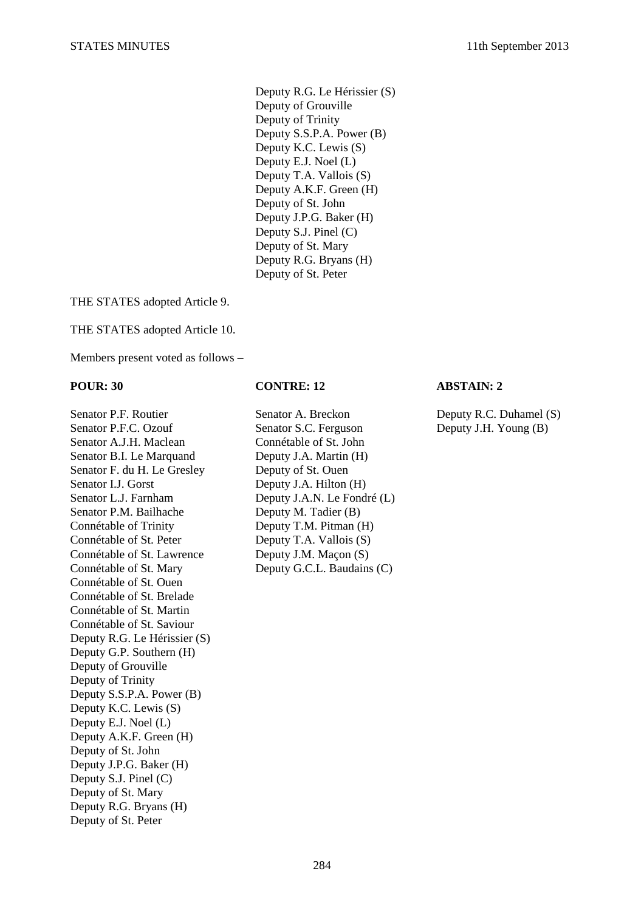Deputy R.G. Le Hérissier (S)
Deputy of Grouville
Deputy of Trinity
Deputy S.S.P.A. Power (B)
Deputy K.C. Lewis (S)
Deputy E.J. Noel (L)
Deputy T.A. Vallois (S)
Deputy A.K.F. Green (H)
Deputy of St. John
Deputy J.P.G. Baker (H)
Deputy S.J. Pinel (C)
Deputy of St. Mary
Deputy R.G. Bryans (H)
Deputy of St. Peter

THE STATES adopted Article 9.

THE STATES adopted Article 10.

Members present voted as follows –

| **POUR: 30** | **CONTRE: 12** | **ABSTAIN: 2** |
|---|---|---|
| Senator P.F. Routier | Senator A. Breckon | Deputy R.C. Duhamel (S) |
| Senator P.F.C. Ozouf | Senator S.C. Ferguson | Deputy J.H. Young (B) |
| Senator A.J.H. Maclean | Connétable of St. John | |
| Senator B.I. Le Marquand | Deputy J.A. Martin (H) | |
| Senator F. du H. Le Gresley | Deputy of St. Ouen | |
| Senator I.J. Gorst | Deputy J.A. Hilton (H) | |
| Senator L.J. Farnham | Deputy J.A.N. Le Fondré (L) | |
| Senator P.M. Bailhache | Deputy M. Tadier (B) | |
| Connétable of Trinity | Deputy T.M. Pitman (H) | |
| Connétable of St. Peter | Deputy T.A. Vallois (S) | |
| Connétable of St. Lawrence | Deputy J.M. Maçon (S) | |
| Connétable of St. Mary | Deputy G.C.L. Baudains (C) | |
| Connétable of St. Ouen | | |
| Connétable of St. Brelade | | |
| Connétable of St. Martin | | |
| Connétable of St. Saviour | | |
| Deputy R.G. Le Hérissier (S) | | |
| Deputy G.P. Southern (H) | | |
| Deputy of Grouville | | |
| Deputy of Trinity | | |
| Deputy S.S.P.A. Power (B) | | |
| Deputy K.C. Lewis (S) | | |
| Deputy E.J. Noel (L) | | |
| Deputy A.K.F. Green (H) | | |
| Deputy of St. John | | |
| Deputy J.P.G. Baker (H) | | |
| Deputy S.J. Pinel (C) | | |
| Deputy of St. Mary | | |
| Deputy R.G. Bryans (H) | | |
| Deputy of St. Peter | | |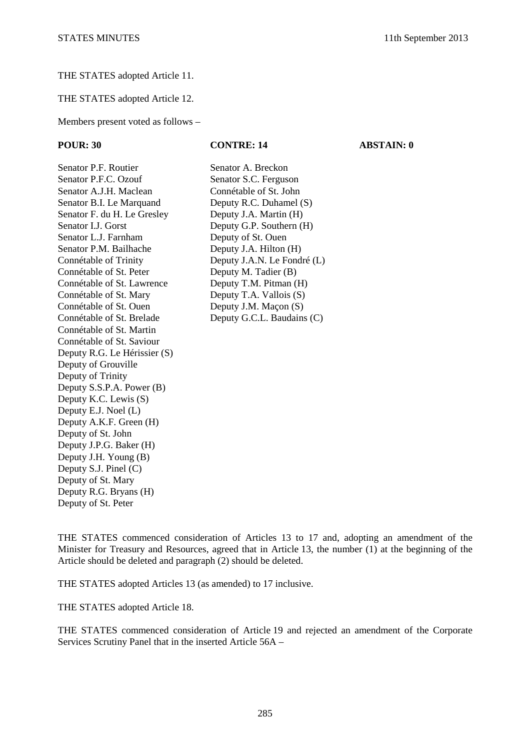THE STATES adopted Article 11.

THE STATES adopted Article 12.

Members present voted as follows –

| POUR: 30 | CONTRE: 14 | ABSTAIN: 0 |
|---|---|---|
| Senator P.F. Routier | Senator A. Breckon | |
| Senator P.F.C. Ozouf | Senator S.C. Ferguson | |
| Senator A.J.H. Maclean | Connétable of St. John | |
| Senator B.I. Le Marquand | Deputy R.C. Duhamel (S) | |
| Senator F. du H. Le Gresley | Deputy J.A. Martin (H) | |
| Senator I.J. Gorst | Deputy G.P. Southern (H) | |
| Senator L.J. Farnham | Deputy of St. Ouen | |
| Senator P.M. Bailhache | Deputy J.A. Hilton (H) | |
| Connétable of Trinity | Deputy J.A.N. Le Fondré (L) | |
| Connétable of St. Peter | Deputy M. Tadier (B) | |
| Connétable of St. Lawrence | Deputy T.M. Pitman (H) | |
| Connétable of St. Mary | Deputy T.A. Vallois (S) | |
| Connétable of St. Ouen | Deputy J.M. Maçon (S) | |
| Connétable of St. Brelade | Deputy G.C.L. Baudains (C) | |
| Connétable of St. Martin | | |
| Connétable of St. Saviour | | |
| Deputy R.G. Le Hérissier (S) | | |
| Deputy of Grouville | | |
| Deputy of Trinity | | |
| Deputy S.S.P.A. Power (B) | | |
| Deputy K.C. Lewis (S) | | |
| Deputy E.J. Noel (L) | | |
| Deputy A.K.F. Green (H) | | |
| Deputy of St. John | | |
| Deputy J.P.G. Baker (H) | | |
| Deputy J.H. Young (B) | | |
| Deputy S.J. Pinel (C) | | |
| Deputy of St. Mary | | |
| Deputy R.G. Bryans (H) | | |
| Deputy of St. Peter | | |

THE STATES commenced consideration of Articles 13 to 17 and, adopting an amendment of the Minister for Treasury and Resources, agreed that in Article 13, the number (1) at the beginning of the Article should be deleted and paragraph (2) should be deleted.

THE STATES adopted Articles 13 (as amended) to 17 inclusive.

THE STATES adopted Article 18.

THE STATES commenced consideration of Article 19 and rejected an amendment of the Corporate Services Scrutiny Panel that in the inserted Article 56A –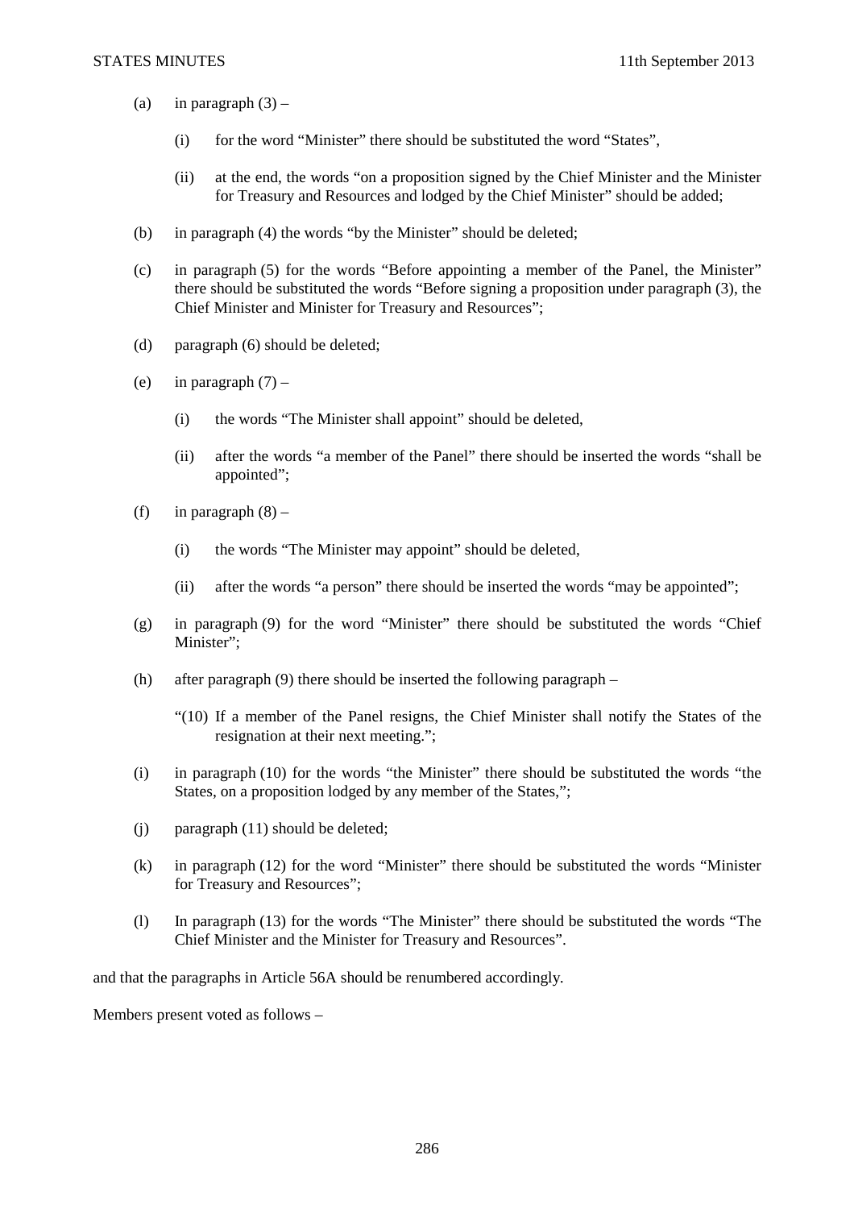(a) in paragraph (3) –

    (i) for the word "Minister" there should be substituted the word "States",

    (ii) at the end, the words "on a proposition signed by the Chief Minister and the Minister for Treasury and Resources and lodged by the Chief Minister" should be added;

(b) in paragraph (4) the words "by the Minister" should be deleted;

(c) in paragraph (5) for the words "Before appointing a member of the Panel, the Minister" there should be substituted the words "Before signing a proposition under paragraph (3), the Chief Minister and Minister for Treasury and Resources";

(d) paragraph (6) should be deleted;

(e) in paragraph (7) –

    (i) the words "The Minister shall appoint" should be deleted,

    (ii) after the words "a member of the Panel" there should be inserted the words "shall be appointed";

(f) in paragraph (8) –

    (i) the words "The Minister may appoint" should be deleted,

    (ii) after the words "a person" there should be inserted the words "may be appointed";

(g) in paragraph (9) for the word "Minister" there should be substituted the words "Chief Minister";

(h) after paragraph (9) there should be inserted the following paragraph –

    "(10) If a member of the Panel resigns, the Chief Minister shall notify the States of the resignation at their next meeting.";

(i) in paragraph (10) for the words "the Minister" there should be substituted the words "the States, on a proposition lodged by any member of the States,";

(j) paragraph (11) should be deleted;

(k) in paragraph (12) for the word "Minister" there should be substituted the words "Minister for Treasury and Resources";

(l) In paragraph (13) for the words "The Minister" there should be substituted the words "The Chief Minister and the Minister for Treasury and Resources".

and that the paragraphs in Article 56A should be renumbered accordingly.

Members present voted as follows –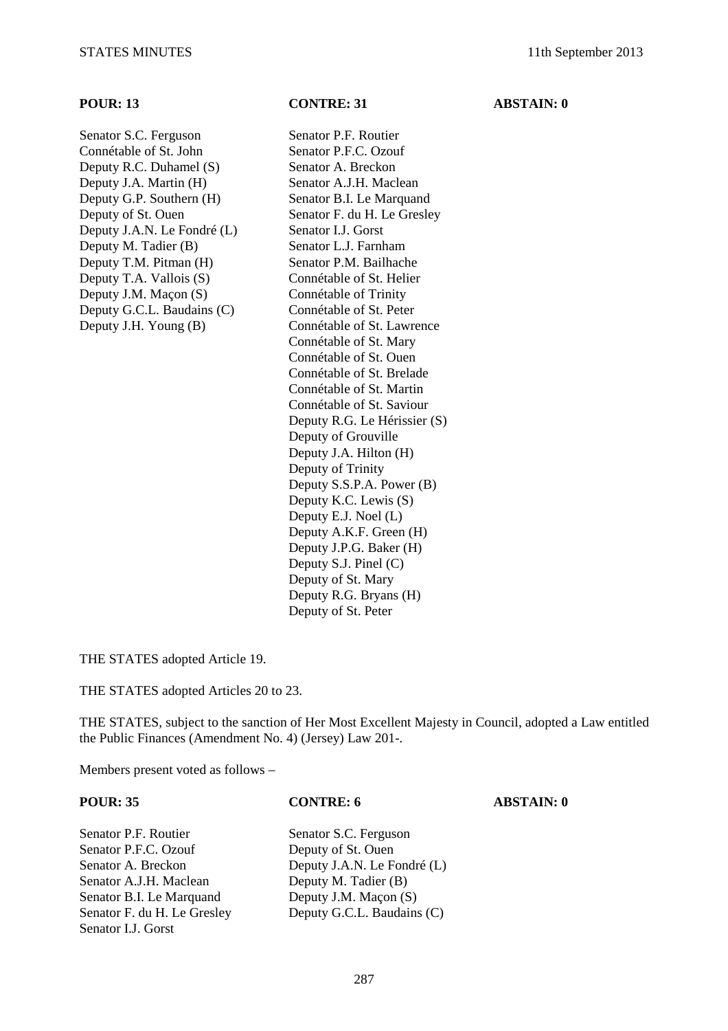| POUR: 13 | CONTRE: 31 | ABSTAIN: 0 |
| --- | --- | --- |
| Senator S.C. Ferguson | Senator P.F. Routier | |
| Connétable of St. John | Senator P.F.C. Ozouf | |
| Deputy R.C. Duhamel (S) | Senator A. Breckon | |
| Deputy J.A. Martin (H) | Senator A.J.H. Maclean | |
| Deputy G.P. Southern (H) | Senator B.I. Le Marquand | |
| Deputy of St. Ouen | Senator F. du H. Le Gresley | |
| Deputy J.A.N. Le Fondré (L) | Senator I.J. Gorst | |
| Deputy M. Tadier (B) | Senator L.J. Farnham | |
| Deputy T.M. Pitman (H) | Senator P.M. Bailhache | |
| Deputy T.A. Vallois (S) | Connétable of St. Helier | |
| Deputy J.M. Maçon (S) | Connétable of Trinity | |
| Deputy G.C.L. Baudains (C) | Connétable of St. Peter | |
| Deputy J.H. Young (B) | Connétable of St. Lawrence | |
| | Connétable of St. Mary | |
| | Connétable of St. Ouen | |
| | Connétable of St. Brelade | |
| | Connétable of St. Martin | |
| | Connétable of St. Saviour | |
| | Deputy R.G. Le Hérissier (S) | |
| | Deputy of Grouville | |
| | Deputy J.A. Hilton (H) | |
| | Deputy of Trinity | |
| | Deputy S.S.P.A. Power (B) | |
| | Deputy K.C. Lewis (S) | |
| | Deputy E.J. Noel (L) | |
| | Deputy A.K.F. Green (H) | |
| | Deputy J.P.G. Baker (H) | |
| | Deputy S.J. Pinel (C) | |
| | Deputy of St. Mary | |
| | Deputy R.G. Bryans (H) | |
| | Deputy of St. Peter | |

THE STATES adopted Article 19.

THE STATES adopted Articles 20 to 23.

THE STATES, subject to the sanction of Her Most Excellent Majesty in Council, adopted a Law entitled the Public Finances (Amendment No. 4) (Jersey) Law 201-.

Members present voted as follows –

| POUR: 35 | CONTRE: 6 | ABSTAIN: 0 |
| --- | --- | --- |
| Senator P.F. Routier | Senator S.C. Ferguson | |
| Senator P.F.C. Ozouf | Deputy of St. Ouen | |
| Senator A. Breckon | Deputy J.A.N. Le Fondré (L) | |
| Senator A.J.H. Maclean | Deputy M. Tadier (B) | |
| Senator B.I. Le Marquand | Deputy J.M. Maçon (S) | |
| Senator F. du H. Le Gresley | Deputy G.C.L. Baudains (C) | |
| Senator I.J. Gorst | | |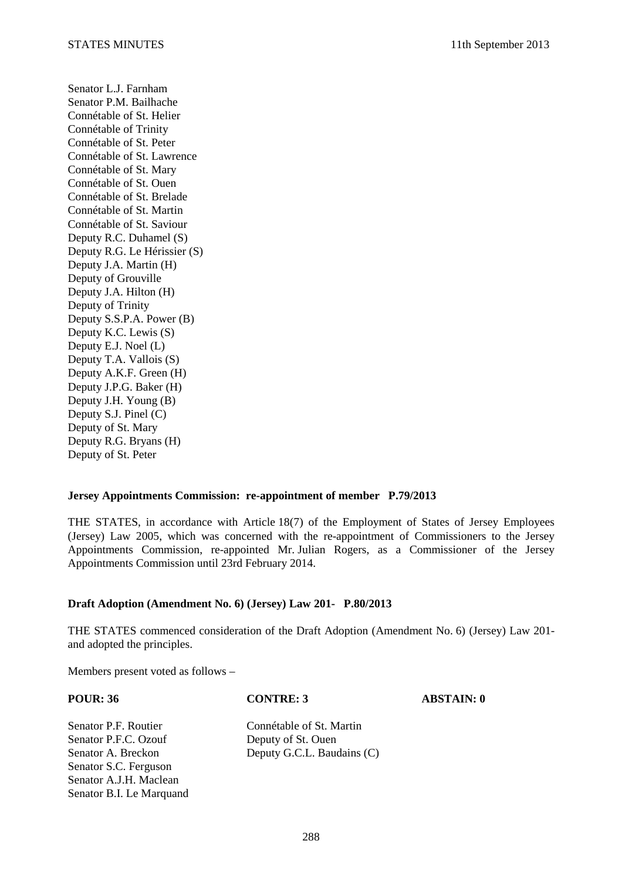Senator L.J. Farnham
Senator P.M. Bailhache
Connétable of St. Helier
Connétable of Trinity
Connétable of St. Peter
Connétable of St. Lawrence
Connétable of St. Mary
Connétable of St. Ouen
Connétable of St. Brelade
Connétable of St. Martin
Connétable of St. Saviour
Deputy R.C. Duhamel (S)
Deputy R.G. Le Hérissier (S)
Deputy J.A. Martin (H)
Deputy of Grouville
Deputy J.A. Hilton (H)
Deputy of Trinity
Deputy S.S.P.A. Power (B)
Deputy K.C. Lewis (S)
Deputy E.J. Noel (L)
Deputy T.A. Vallois (S)
Deputy A.K.F. Green (H)
Deputy J.P.G. Baker (H)
Deputy J.H. Young (B)
Deputy S.J. Pinel (C)
Deputy of St. Mary
Deputy R.G. Bryans (H)
Deputy of St. Peter

**Jersey Appointments Commission: re-appointment of member P.79/2013**

THE STATES, in accordance with Article 18(7) of the Employment of States of Jersey Employees (Jersey) Law 2005, which was concerned with the re-appointment of Commissioners to the Jersey Appointments Commission, re-appointed Mr. Julian Rogers, as a Commissioner of the Jersey Appointments Commission until 23rd February 2014.

**Draft Adoption (Amendment No. 6) (Jersey) Law 201- P.80/2013**

THE STATES commenced consideration of the Draft Adoption (Amendment No. 6) (Jersey) Law 201- and adopted the principles.

Members present voted as follows –

| POUR: 36 | CONTRE: 3 | ABSTAIN: 0 |
|---|---|---|
| Senator P.F. Routier | Connétable of St. Martin | |
| Senator P.F.C. Ozouf | Deputy of St. Ouen | |
| Senator A. Breckon | Deputy G.C.L. Baudains (C) | |
| Senator S.C. Ferguson | | |
| Senator A.J.H. Maclean | | |
| Senator B.I. Le Marquand | | |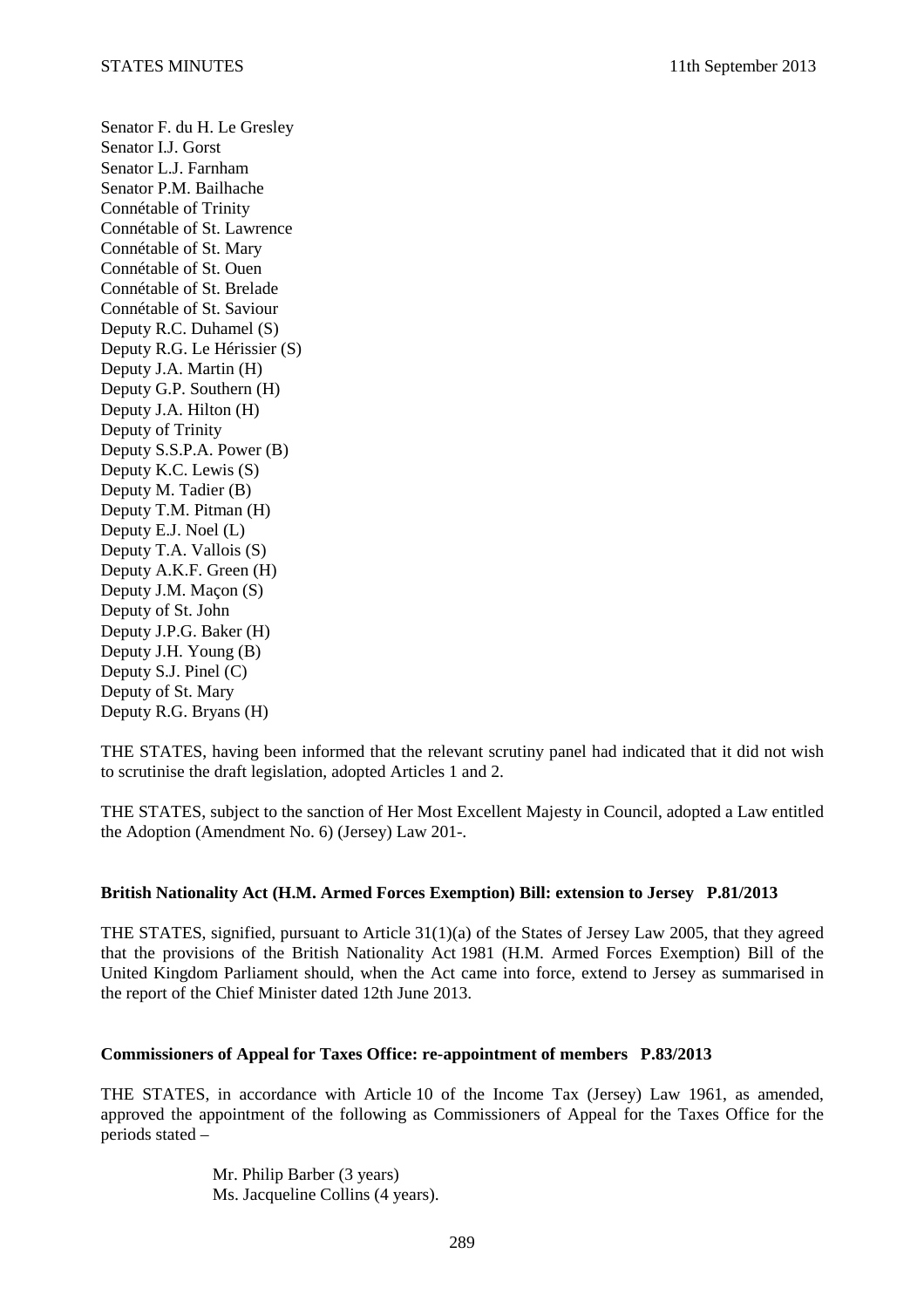Senator F. du H. Le Gresley
Senator I.J. Gorst
Senator L.J. Farnham
Senator P.M. Bailhache
Connétable of Trinity
Connétable of St. Lawrence
Connétable of St. Mary
Connétable of St. Ouen
Connétable of St. Brelade
Connétable of St. Saviour
Deputy R.C. Duhamel (S)
Deputy R.G. Le Hérissier (S)
Deputy J.A. Martin (H)
Deputy G.P. Southern (H)
Deputy J.A. Hilton (H)
Deputy of Trinity
Deputy S.S.P.A. Power (B)
Deputy K.C. Lewis (S)
Deputy M. Tadier (B)
Deputy T.M. Pitman (H)
Deputy E.J. Noel (L)
Deputy T.A. Vallois (S)
Deputy A.K.F. Green (H)
Deputy J.M. Maçon (S)
Deputy of St. John
Deputy J.P.G. Baker (H)
Deputy J.H. Young (B)
Deputy S.J. Pinel (C)
Deputy of St. Mary
Deputy R.G. Bryans (H)

THE STATES, having been informed that the relevant scrutiny panel had indicated that it did not wish to scrutinise the draft legislation, adopted Articles 1 and 2.

THE STATES, subject to the sanction of Her Most Excellent Majesty in Council, adopted a Law entitled the Adoption (Amendment No. 6) (Jersey) Law 201-.

**British Nationality Act (H.M. Armed Forces Exemption) Bill: extension to Jersey P.81/2013**

THE STATES, signified, pursuant to Article 31(1)(a) of the States of Jersey Law 2005, that they agreed that the provisions of the British Nationality Act 1981 (H.M. Armed Forces Exemption) Bill of the United Kingdom Parliament should, when the Act came into force, extend to Jersey as summarised in the report of the Chief Minister dated 12th June 2013.

**Commissioners of Appeal for Taxes Office: re-appointment of members P.83/2013**

THE STATES, in accordance with Article 10 of the Income Tax (Jersey) Law 1961, as amended, approved the appointment of the following as Commissioners of Appeal for the Taxes Office for the periods stated –

Mr. Philip Barber (3 years)
Ms. Jacqueline Collins (4 years).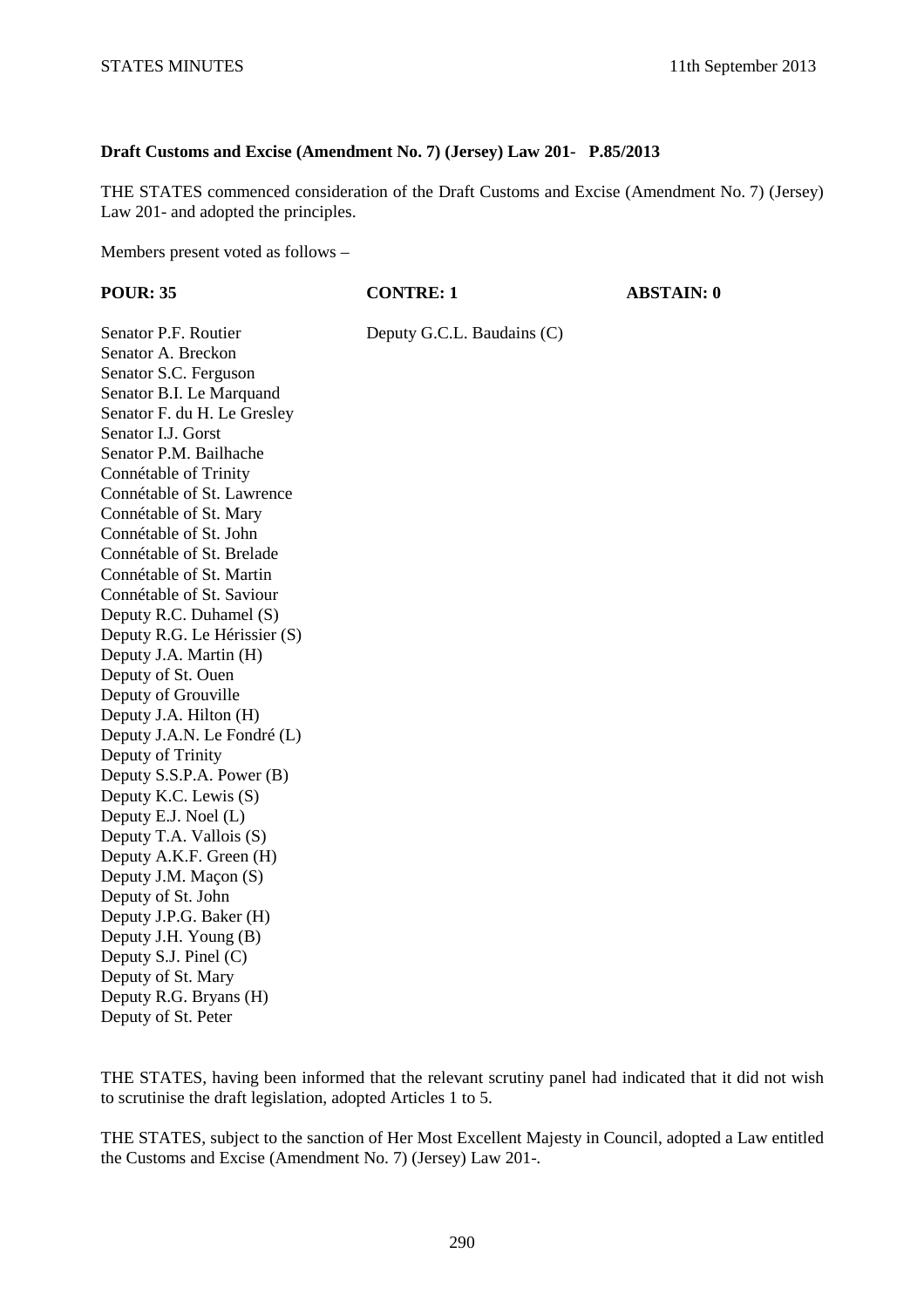**Draft Customs and Excise (Amendment No. 7) (Jersey) Law 201- P.85/2013**

THE STATES commenced consideration of the Draft Customs and Excise (Amendment No. 7) (Jersey) Law 201- and adopted the principles.

Members present voted as follows –

| POUR: 35 | CONTRE: 1 | ABSTAIN: 0 |
| --- | --- | --- |
| Senator P.F. Routier | Deputy G.C.L. Baudains (C) | |
| Senator A. Breckon | | |
| Senator S.C. Ferguson | | |
| Senator B.I. Le Marquand | | |
| Senator F. du H. Le Gresley | | |
| Senator I.J. Gorst | | |
| Senator P.M. Bailhache | | |
| Connétable of Trinity | | |
| Connétable of St. Lawrence | | |
| Connétable of St. Mary | | |
| Connétable of St. John | | |
| Connétable of St. Brelade | | |
| Connétable of St. Martin | | |
| Connétable of St. Saviour | | |
| Deputy R.C. Duhamel (S) | | |
| Deputy R.G. Le Hérissier (S) | | |
| Deputy J.A. Martin (H) | | |
| Deputy of St. Ouen | | |
| Deputy of Grouville | | |
| Deputy J.A. Hilton (H) | | |
| Deputy J.A.N. Le Fondré (L) | | |
| Deputy of Trinity | | |
| Deputy S.S.P.A. Power (B) | | |
| Deputy K.C. Lewis (S) | | |
| Deputy E.J. Noel (L) | | |
| Deputy T.A. Vallois (S) | | |
| Deputy A.K.F. Green (H) | | |
| Deputy J.M. Maçon (S) | | |
| Deputy of St. John | | |
| Deputy J.P.G. Baker (H) | | |
| Deputy J.H. Young (B) | | |
| Deputy S.J. Pinel (C) | | |
| Deputy of St. Mary | | |
| Deputy R.G. Bryans (H) | | |
| Deputy of St. Peter | | |

THE STATES, having been informed that the relevant scrutiny panel had indicated that it did not wish to scrutinise the draft legislation, adopted Articles 1 to 5.

THE STATES, subject to the sanction of Her Most Excellent Majesty in Council, adopted a Law entitled the Customs and Excise (Amendment No. 7) (Jersey) Law 201-.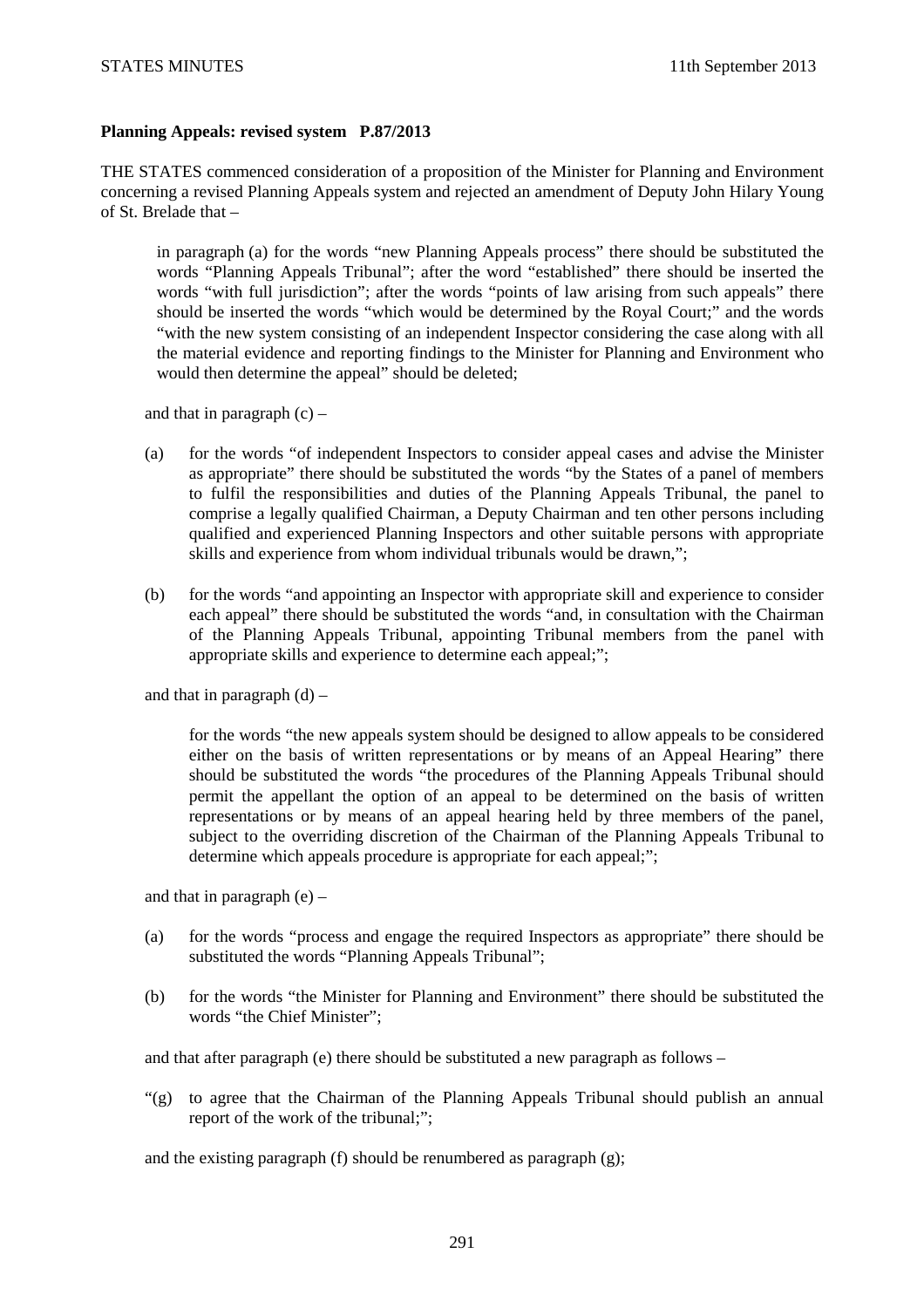**Planning Appeals: revised system P.87/2013**

THE STATES commenced consideration of a proposition of the Minister for Planning and Environment concerning a revised Planning Appeals system and rejected an amendment of Deputy John Hilary Young of St. Brelade that –

> in paragraph (a) for the words "new Planning Appeals process" there should be substituted the words "Planning Appeals Tribunal"; after the word "established" there should be inserted the words "with full jurisdiction"; after the words "points of law arising from such appeals" there should be inserted the words "which would be determined by the Royal Court;" and the words "with the new system consisting of an independent Inspector considering the case along with all the material evidence and reporting findings to the Minister for Planning and Environment who would then determine the appeal" should be deleted;
>
> and that in paragraph (c) –
>
> (a) for the words "of independent Inspectors to consider appeal cases and advise the Minister as appropriate" there should be substituted the words "by the States of a panel of members to fulfil the responsibilities and duties of the Planning Appeals Tribunal, the panel to comprise a legally qualified Chairman, a Deputy Chairman and ten other persons including qualified and experienced Planning Inspectors and other suitable persons with appropriate skills and experience from whom individual tribunals would be drawn,";
>
> (b) for the words "and appointing an Inspector with appropriate skill and experience to consider each appeal" there should be substituted the words "and, in consultation with the Chairman of the Planning Appeals Tribunal, appointing Tribunal members from the panel with appropriate skills and experience to determine each appeal;";
>
> and that in paragraph (d) –
>
> for the words "the new appeals system should be designed to allow appeals to be considered either on the basis of written representations or by means of an Appeal Hearing" there should be substituted the words "the procedures of the Planning Appeals Tribunal should permit the appellant the option of an appeal to be determined on the basis of written representations or by means of an appeal hearing held by three members of the panel, subject to the overriding discretion of the Chairman of the Planning Appeals Tribunal to determine which appeals procedure is appropriate for each appeal;";
>
> and that in paragraph (e) –
>
> (a) for the words "process and engage the required Inspectors as appropriate" there should be substituted the words "Planning Appeals Tribunal";
>
> (b) for the words "the Minister for Planning and Environment" there should be substituted the words "the Chief Minister";
>
> and that after paragraph (e) there should be substituted a new paragraph as follows –
>
> "(g) to agree that the Chairman of the Planning Appeals Tribunal should publish an annual report of the work of the tribunal;";
>
> and the existing paragraph (f) should be renumbered as paragraph (g);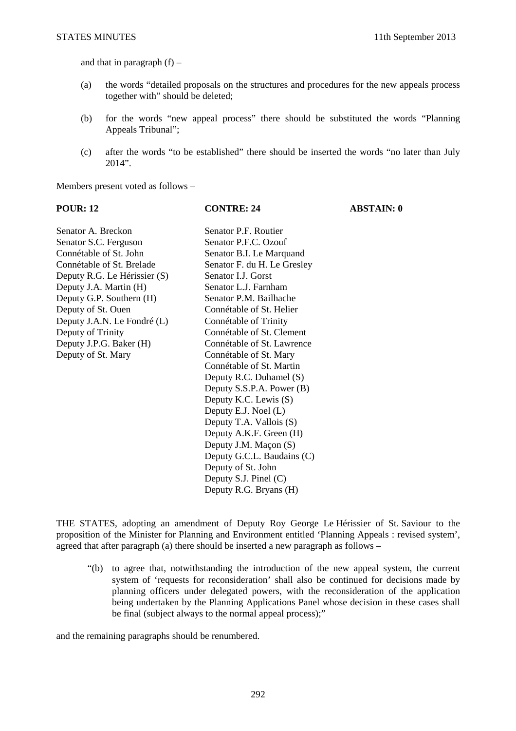and that in paragraph (f) –

(a) the words "detailed proposals on the structures and procedures for the new appeals process together with" should be deleted;

(b) for the words "new appeal process" there should be substituted the words "Planning Appeals Tribunal";

(c) after the words "to be established" there should be inserted the words "no later than July 2014".

Members present voted as follows –

| **POUR: 12** | **CONTRE: 24** | **ABSTAIN: 0** |
|---|---|---|
| Senator A. Breckon | Senator P.F. Routier | |
| Senator S.C. Ferguson | Senator P.F.C. Ozouf | |
| Connétable of St. John | Senator B.I. Le Marquand | |
| Connétable of St. Brelade | Senator F. du H. Le Gresley | |
| Deputy R.G. Le Hérissier (S) | Senator I.J. Gorst | |
| Deputy J.A. Martin (H) | Senator L.J. Farnham | |
| Deputy G.P. Southern (H) | Senator P.M. Bailhache | |
| Deputy of St. Ouen | Connétable of St. Helier | |
| Deputy J.A.N. Le Fondré (L) | Connétable of Trinity | |
| Deputy of Trinity | Connétable of St. Clement | |
| Deputy J.P.G. Baker (H) | Connétable of St. Lawrence | |
| Deputy of St. Mary | Connétable of St. Mary | |
| | Connétable of St. Martin | |
| | Deputy R.C. Duhamel (S) | |
| | Deputy S.S.P.A. Power (B) | |
| | Deputy K.C. Lewis (S) | |
| | Deputy E.J. Noel (L) | |
| | Deputy T.A. Vallois (S) | |
| | Deputy A.K.F. Green (H) | |
| | Deputy J.M. Maçon (S) | |
| | Deputy G.C.L. Baudains (C) | |
| | Deputy of St. John | |
| | Deputy S.J. Pinel (C) | |
| | Deputy R.G. Bryans (H) | |

THE STATES, adopting an amendment of Deputy Roy George Le Hérissier of St. Saviour to the proposition of the Minister for Planning and Environment entitled 'Planning Appeals : revised system', agreed that after paragraph (a) there should be inserted a new paragraph as follows –

"(b) to agree that, notwithstanding the introduction of the new appeal system, the current system of 'requests for reconsideration' shall also be continued for decisions made by planning officers under delegated powers, with the reconsideration of the application being undertaken by the Planning Applications Panel whose decision in these cases shall be final (subject always to the normal appeal process);"

and the remaining paragraphs should be renumbered.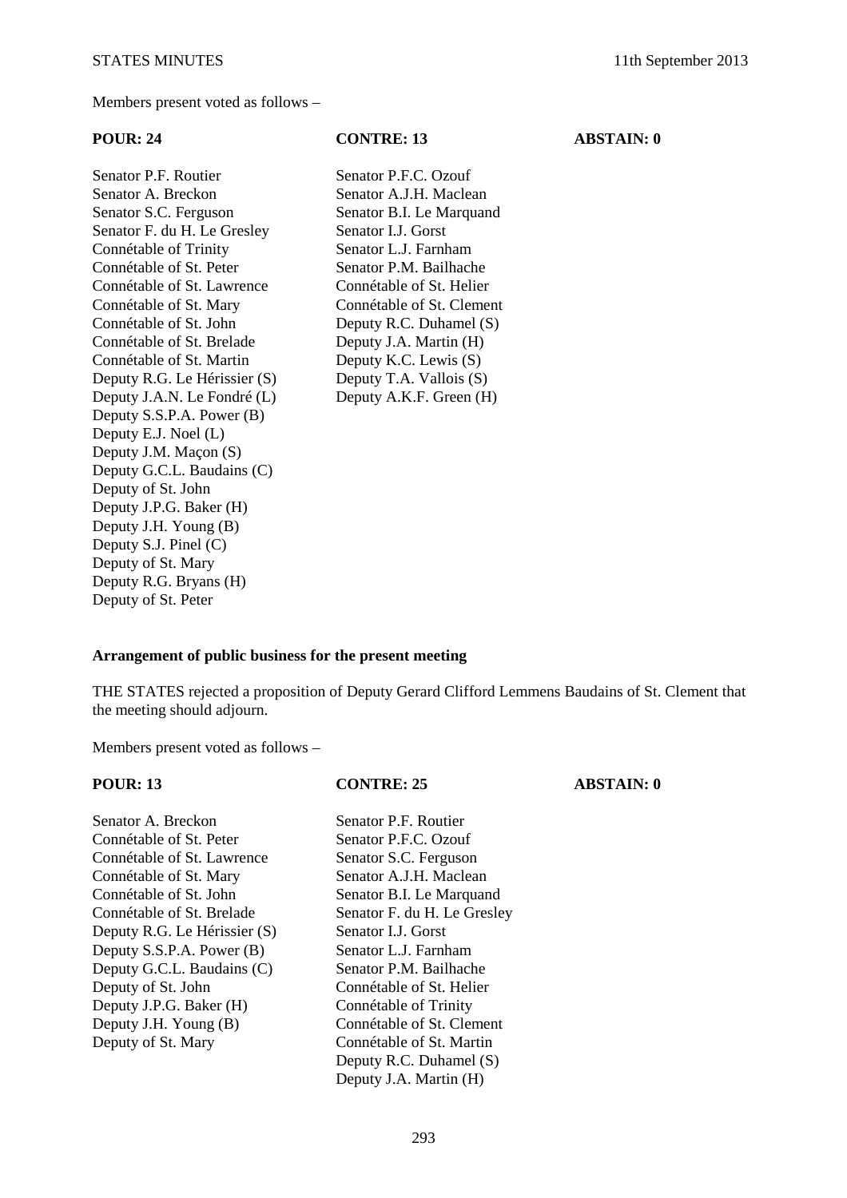Members present voted as follows –

| POUR: 24 | CONTRE: 13 | ABSTAIN: 0 |
| --- | --- | --- |
| Senator P.F. Routier | Senator P.F.C. Ozouf | |
| Senator A. Breckon | Senator A.J.H. Maclean | |
| Senator S.C. Ferguson | Senator B.I. Le Marquand | |
| Senator F. du H. Le Gresley | Senator I.J. Gorst | |
| Connétable of Trinity | Senator L.J. Farnham | |
| Connétable of St. Peter | Senator P.M. Bailhache | |
| Connétable of St. Lawrence | Connétable of St. Helier | |
| Connétable of St. Mary | Connétable of St. Clement | |
| Connétable of St. John | Deputy R.C. Duhamel (S) | |
| Connétable of St. Brelade | Deputy J.A. Martin (H) | |
| Connétable of St. Martin | Deputy K.C. Lewis (S) | |
| Deputy R.G. Le Hérissier (S) | Deputy T.A. Vallois (S) | |
| Deputy J.A.N. Le Fondré (L) | Deputy A.K.F. Green (H) | |
| Deputy S.S.P.A. Power (B) | | |
| Deputy E.J. Noel (L) | | |
| Deputy J.M. Maçon (S) | | |
| Deputy G.C.L. Baudains (C) | | |
| Deputy of St. John | | |
| Deputy J.P.G. Baker (H) | | |
| Deputy J.H. Young (B) | | |
| Deputy S.J. Pinel (C) | | |
| Deputy of St. Mary | | |
| Deputy R.G. Bryans (H) | | |
| Deputy of St. Peter | | |

**Arrangement of public business for the present meeting**

THE STATES rejected a proposition of Deputy Gerard Clifford Lemmens Baudains of St. Clement that the meeting should adjourn.

Members present voted as follows –

| POUR: 13 | CONTRE: 25 | ABSTAIN: 0 |
| --- | --- | --- |
| Senator A. Breckon | Senator P.F. Routier | |
| Connétable of St. Peter | Senator P.F.C. Ozouf | |
| Connétable of St. Lawrence | Senator S.C. Ferguson | |
| Connétable of St. Mary | Senator A.J.H. Maclean | |
| Connétable of St. John | Senator B.I. Le Marquand | |
| Connétable of St. Brelade | Senator F. du H. Le Gresley | |
| Deputy R.G. Le Hérissier (S) | Senator I.J. Gorst | |
| Deputy S.S.P.A. Power (B) | Senator L.J. Farnham | |
| Deputy G.C.L. Baudains (C) | Senator P.M. Bailhache | |
| Deputy of St. John | Connétable of St. Helier | |
| Deputy J.P.G. Baker (H) | Connétable of Trinity | |
| Deputy J.H. Young (B) | Connétable of St. Clement | |
| Deputy of St. Mary | Connétable of St. Martin | |
| | Deputy R.C. Duhamel (S) | |
| | Deputy J.A. Martin (H) | |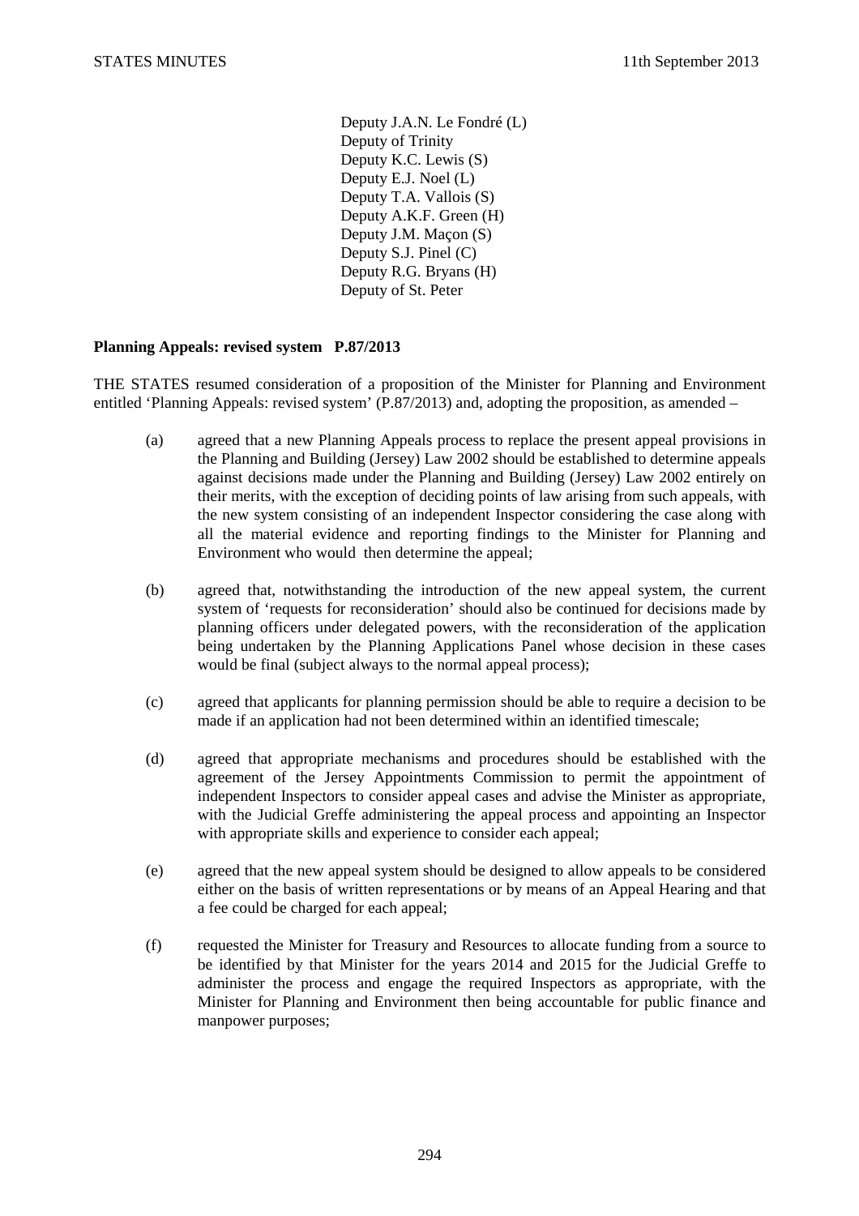Deputy J.A.N. Le Fondré (L)
Deputy of Trinity
Deputy K.C. Lewis (S)
Deputy E.J. Noel (L)
Deputy T.A. Vallois (S)
Deputy A.K.F. Green (H)
Deputy J.M. Maçon (S)
Deputy S.J. Pinel (C)
Deputy R.G. Bryans (H)
Deputy of St. Peter

**Planning Appeals: revised system P.87/2013**

THE STATES resumed consideration of a proposition of the Minister for Planning and Environment entitled 'Planning Appeals: revised system' (P.87/2013) and, adopting the proposition, as amended –

(a) agreed that a new Planning Appeals process to replace the present appeal provisions in the Planning and Building (Jersey) Law 2002 should be established to determine appeals against decisions made under the Planning and Building (Jersey) Law 2002 entirely on their merits, with the exception of deciding points of law arising from such appeals, with the new system consisting of an independent Inspector considering the case along with all the material evidence and reporting findings to the Minister for Planning and Environment who would then determine the appeal;

(b) agreed that, notwithstanding the introduction of the new appeal system, the current system of 'requests for reconsideration' should also be continued for decisions made by planning officers under delegated powers, with the reconsideration of the application being undertaken by the Planning Applications Panel whose decision in these cases would be final (subject always to the normal appeal process);

(c) agreed that applicants for planning permission should be able to require a decision to be made if an application had not been determined within an identified timescale;

(d) agreed that appropriate mechanisms and procedures should be established with the agreement of the Jersey Appointments Commission to permit the appointment of independent Inspectors to consider appeal cases and advise the Minister as appropriate, with the Judicial Greffe administering the appeal process and appointing an Inspector with appropriate skills and experience to consider each appeal;

(e) agreed that the new appeal system should be designed to allow appeals to be considered either on the basis of written representations or by means of an Appeal Hearing and that a fee could be charged for each appeal;

(f) requested the Minister for Treasury and Resources to allocate funding from a source to be identified by that Minister for the years 2014 and 2015 for the Judicial Greffe to administer the process and engage the required Inspectors as appropriate, with the Minister for Planning and Environment then being accountable for public finance and manpower purposes;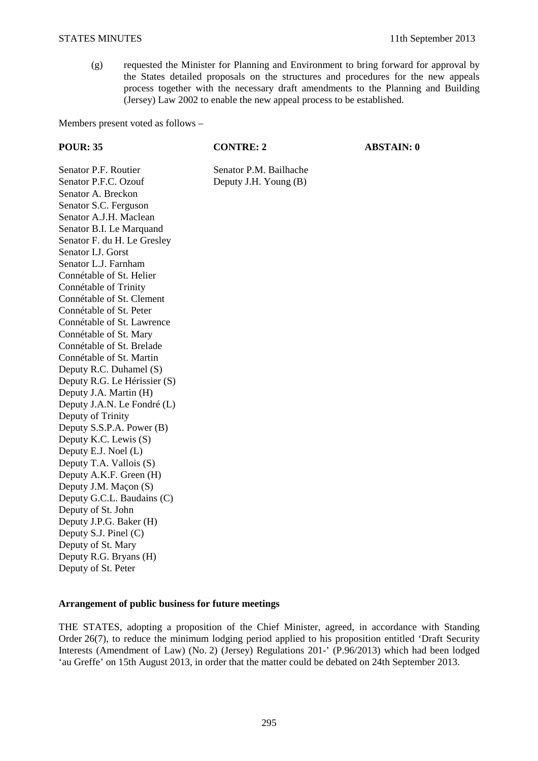(g) requested the Minister for Planning and Environment to bring forward for approval by the States detailed proposals on the structures and procedures for the new appeals process together with the necessary draft amendments to the Planning and Building (Jersey) Law 2002 to enable the new appeal process to be established.

Members present voted as follows –

| **POUR: 35** | **CONTRE: 2** | **ABSTAIN: 0** |
|---|---|---|
| Senator P.F. Routier | Senator P.M. Bailhache | |
| Senator P.F.C. Ozouf | Deputy J.H. Young (B) | |
| Senator A. Breckon | | |
| Senator S.C. Ferguson | | |
| Senator A.J.H. Maclean | | |
| Senator B.I. Le Marquand | | |
| Senator F. du H. Le Gresley | | |
| Senator I.J. Gorst | | |
| Senator L.J. Farnham | | |
| Connétable of St. Helier | | |
| Connétable of Trinity | | |
| Connétable of St. Clement | | |
| Connétable of St. Peter | | |
| Connétable of St. Lawrence | | |
| Connétable of St. Mary | | |
| Connétable of St. Brelade | | |
| Connétable of St. Martin | | |
| Deputy R.C. Duhamel (S) | | |
| Deputy R.G. Le Hérissier (S) | | |
| Deputy J.A. Martin (H) | | |
| Deputy J.A.N. Le Fondré (L) | | |
| Deputy of Trinity | | |
| Deputy S.S.P.A. Power (B) | | |
| Deputy K.C. Lewis (S) | | |
| Deputy E.J. Noel (L) | | |
| Deputy T.A. Vallois (S) | | |
| Deputy A.K.F. Green (H) | | |
| Deputy J.M. Maçon (S) | | |
| Deputy G.C.L. Baudains (C) | | |
| Deputy of St. John | | |
| Deputy J.P.G. Baker (H) | | |
| Deputy S.J. Pinel (C) | | |
| Deputy of St. Mary | | |
| Deputy R.G. Bryans (H) | | |
| Deputy of St. Peter | | |

**Arrangement of public business for future meetings**

THE STATES, adopting a proposition of the Chief Minister, agreed, in accordance with Standing Order 26(7), to reduce the minimum lodging period applied to his proposition entitled 'Draft Security Interests (Amendment of Law) (No. 2) (Jersey) Regulations 201-' (P.96/2013) which had been lodged 'au Greffe' on 15th August 2013, in order that the matter could be debated on 24th September 2013.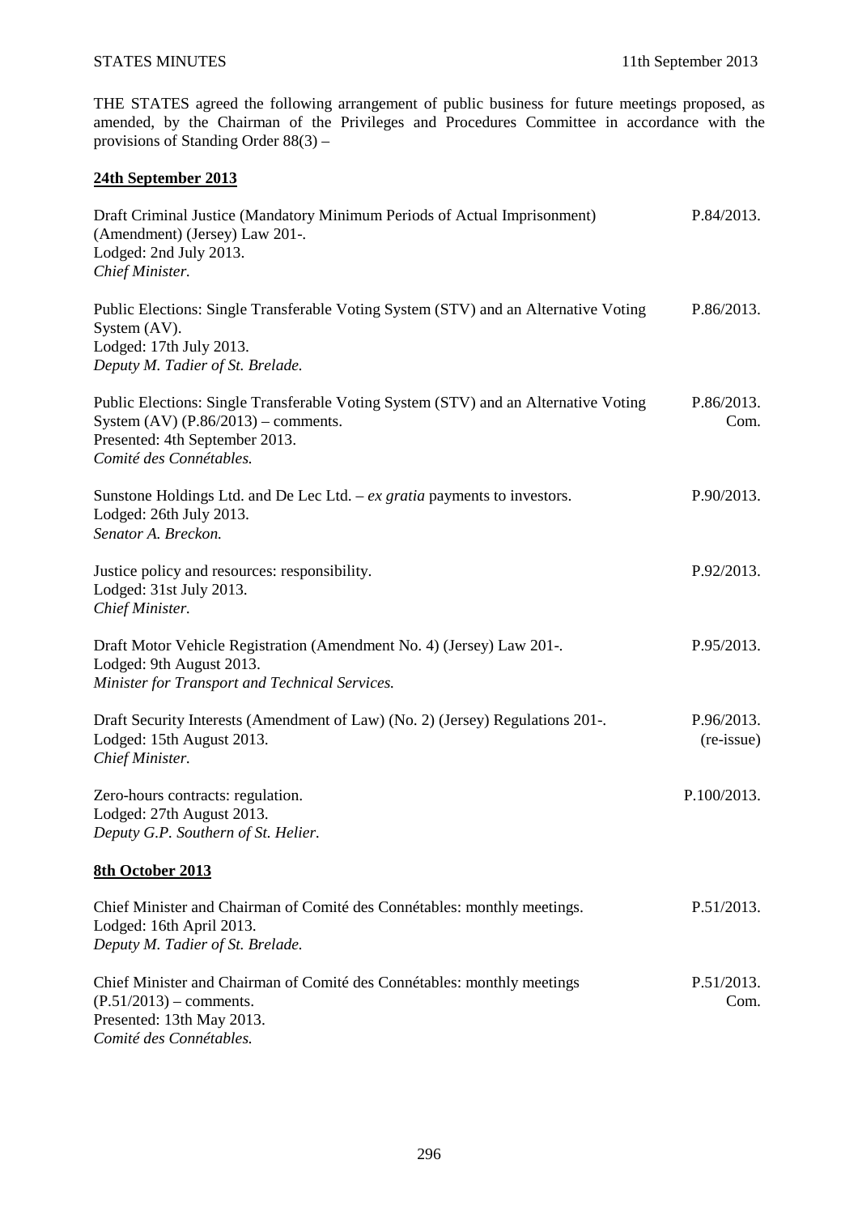THE STATES agreed the following arrangement of public business for future meetings proposed, as amended, by the Chairman of the Privileges and Procedures Committee in accordance with the provisions of Standing Order 88(3) –

**24th September 2013**

Draft Criminal Justice (Mandatory Minimum Periods of Actual Imprisonment) (Amendment) (Jersey) Law 201-. P.84/2013.
Lodged: 2nd July 2013.
*Chief Minister.*

Public Elections: Single Transferable Voting System (STV) and an Alternative Voting System (AV). P.86/2013.
Lodged: 17th July 2013.
*Deputy M. Tadier of St. Brelade.*

Public Elections: Single Transferable Voting System (STV) and an Alternative Voting System (AV) (P.86/2013) – comments. P.86/2013. Com.
Presented: 4th September 2013.
*Comité des Connétables.*

Sunstone Holdings Ltd. and De Lec Ltd. – *ex gratia* payments to investors. P.90/2013.
Lodged: 26th July 2013.
*Senator A. Breckon.*

Justice policy and resources: responsibility. P.92/2013.
Lodged: 31st July 2013.
*Chief Minister.*

Draft Motor Vehicle Registration (Amendment No. 4) (Jersey) Law 201-. P.95/2013.
Lodged: 9th August 2013.
*Minister for Transport and Technical Services.*

Draft Security Interests (Amendment of Law) (No. 2) (Jersey) Regulations 201-. P.96/2013. (re-issue)
Lodged: 15th August 2013.
*Chief Minister.*

Zero-hours contracts: regulation. P.100/2013.
Lodged: 27th August 2013.
*Deputy G.P. Southern of St. Helier.*

**8th October 2013**

Chief Minister and Chairman of Comité des Connétables: monthly meetings. P.51/2013.
Lodged: 16th April 2013.
*Deputy M. Tadier of St. Brelade.*

Chief Minister and Chairman of Comité des Connétables: monthly meetings (P.51/2013) – comments. P.51/2013. Com.
Presented: 13th May 2013.
*Comité des Connétables.*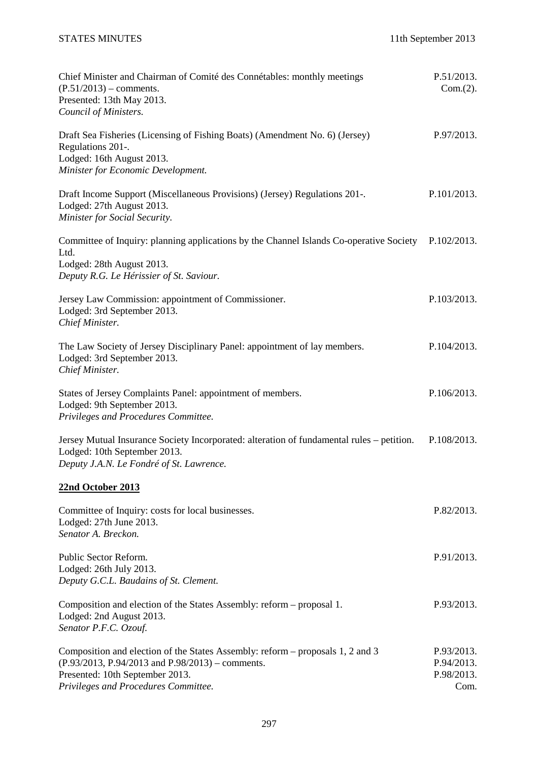Chief Minister and Chairman of Comité des Connétables: monthly meetings (P.51/2013) – comments.
Presented: 13th May 2013.
*Council of Ministers.*
P.51/2013. Com.(2).

Draft Sea Fisheries (Licensing of Fishing Boats) (Amendment No. 6) (Jersey) Regulations 201-.
Lodged: 16th August 2013.
*Minister for Economic Development.*
P.97/2013.

Draft Income Support (Miscellaneous Provisions) (Jersey) Regulations 201-.
Lodged: 27th August 2013.
*Minister for Social Security.*
P.101/2013.

Committee of Inquiry: planning applications by the Channel Islands Co-operative Society Ltd.
Lodged: 28th August 2013.
*Deputy R.G. Le Hérissier of St. Saviour.*
P.102/2013.

Jersey Law Commission: appointment of Commissioner.
Lodged: 3rd September 2013.
*Chief Minister.*
P.103/2013.

The Law Society of Jersey Disciplinary Panel: appointment of lay members.
Lodged: 3rd September 2013.
*Chief Minister.*
P.104/2013.

States of Jersey Complaints Panel: appointment of members.
Lodged: 9th September 2013.
*Privileges and Procedures Committee.*
P.106/2013.

Jersey Mutual Insurance Society Incorporated: alteration of fundamental rules – petition.
Lodged: 10th September 2013.
*Deputy J.A.N. Le Fondré of St. Lawrence.*
P.108/2013.

**22nd October 2013**

Committee of Inquiry: costs for local businesses.
Lodged: 27th June 2013.
*Senator A. Breckon.*
P.82/2013.

Public Sector Reform.
Lodged: 26th July 2013.
*Deputy G.C.L. Baudains of St. Clement.*
P.91/2013.

Composition and election of the States Assembly: reform – proposal 1.
Lodged: 2nd August 2013.
*Senator P.F.C. Ozouf.*
P.93/2013.

Composition and election of the States Assembly: reform – proposals 1, 2 and 3 (P.93/2013, P.94/2013 and P.98/2013) – comments.
Presented: 10th September 2013.
*Privileges and Procedures Committee.*
P.93/2013. P.94/2013. P.98/2013. Com.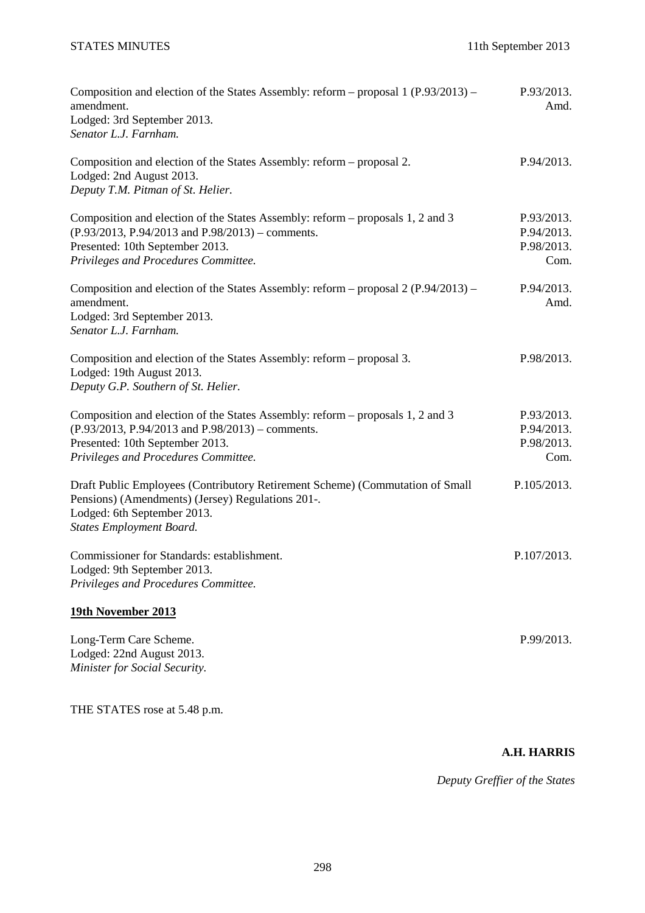Composition and election of the States Assembly: reform – proposal 1 (P.93/2013) – amendment.
Lodged: 3rd September 2013.
*Senator L.J. Farnham.*
P.93/2013. Amd.

Composition and election of the States Assembly: reform – proposal 2.
Lodged: 2nd August 2013.
*Deputy T.M. Pitman of St. Helier.*
P.94/2013.

Composition and election of the States Assembly: reform – proposals 1, 2 and 3 (P.93/2013, P.94/2013 and P.98/2013) – comments.
Presented: 10th September 2013.
*Privileges and Procedures Committee.*
P.93/2013. P.94/2013. P.98/2013. Com.

Composition and election of the States Assembly: reform – proposal 2 (P.94/2013) – amendment.
Lodged: 3rd September 2013.
*Senator L.J. Farnham.*
P.94/2013. Amd.

Composition and election of the States Assembly: reform – proposal 3.
Lodged: 19th August 2013.
*Deputy G.P. Southern of St. Helier.*
P.98/2013.

Composition and election of the States Assembly: reform – proposals 1, 2 and 3 (P.93/2013, P.94/2013 and P.98/2013) – comments.
Presented: 10th September 2013.
*Privileges and Procedures Committee.*
P.93/2013. P.94/2013. P.98/2013. Com.

Draft Public Employees (Contributory Retirement Scheme) (Commutation of Small Pensions) (Amendments) (Jersey) Regulations 201-.
Lodged: 6th September 2013.
*States Employment Board.*
P.105/2013.

Commissioner for Standards: establishment.
Lodged: 9th September 2013.
*Privileges and Procedures Committee.*
P.107/2013.

**19th November 2013**

Long-Term Care Scheme.
Lodged: 22nd August 2013.
*Minister for Social Security.*
P.99/2013.

THE STATES rose at 5.48 p.m.

**A.H. HARRIS**

*Deputy Greffier of the States*